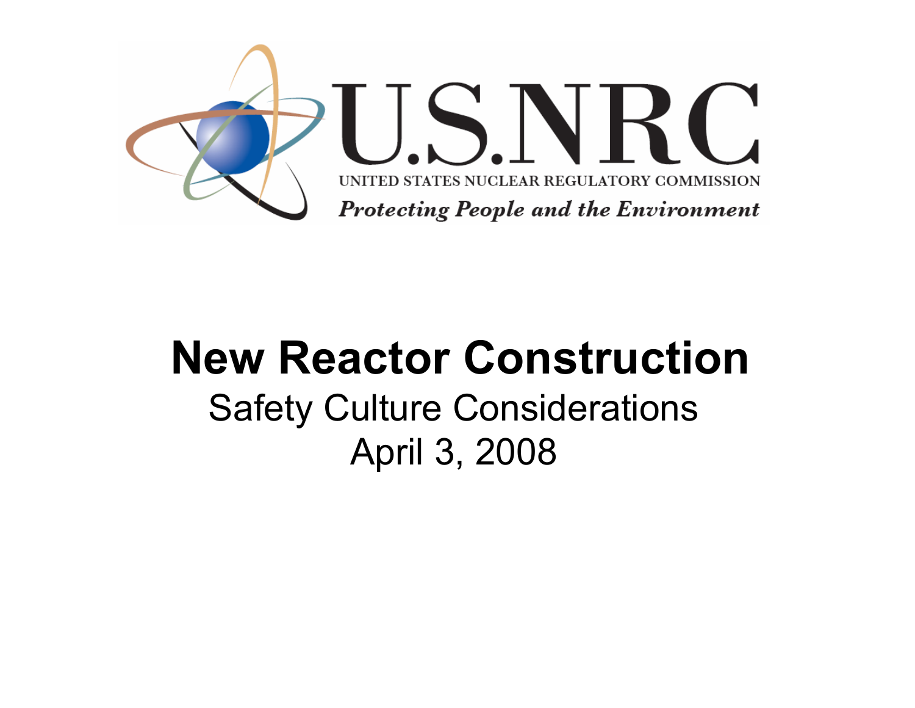U.S.NRC

UNITED STATES NUCLEAR REGULATORY COMMISSION

*Protecting People and the Environment*

# New Reactor Construction

Safety Culture Considerations

April 3, 2008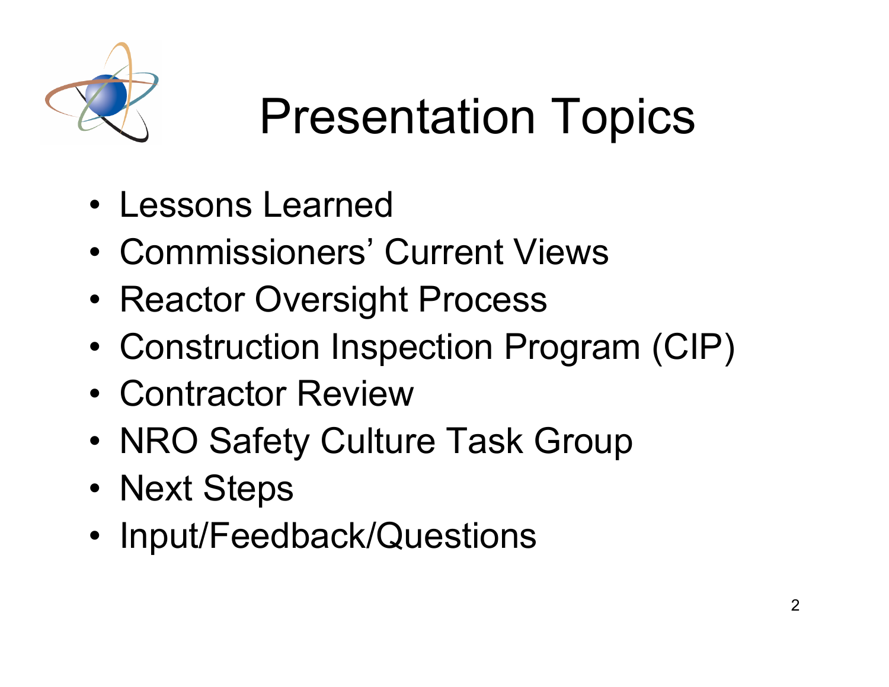# Presentation Topics

- Lessons Learned
- Commissioners' Current Views
- Reactor Oversight Process
- Construction Inspection Program (CIP)
- Contractor Review
- NRO Safety Culture Task Group
- Next Steps
- Input/Feedback/Questions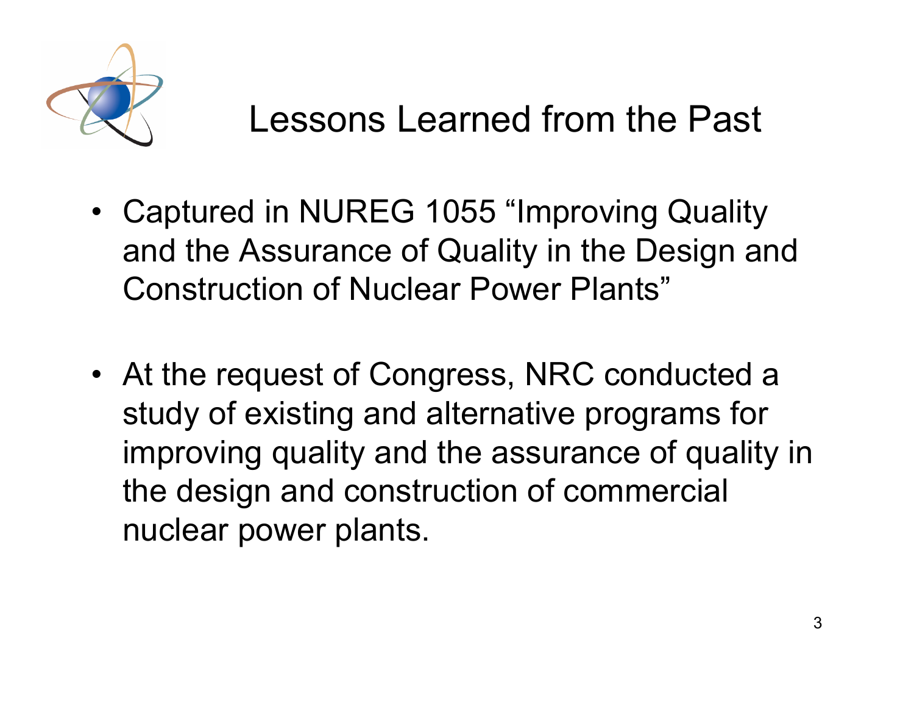# Lessons Learned from the Past

- Captured in NUREG 1055 "Improving Quality and the Assurance of Quality in the Design and Construction of Nuclear Power Plants"

- At the request of Congress, NRC conducted a study of existing and alternative programs for improving quality and the assurance of quality in the design and construction of commercial nuclear power plants.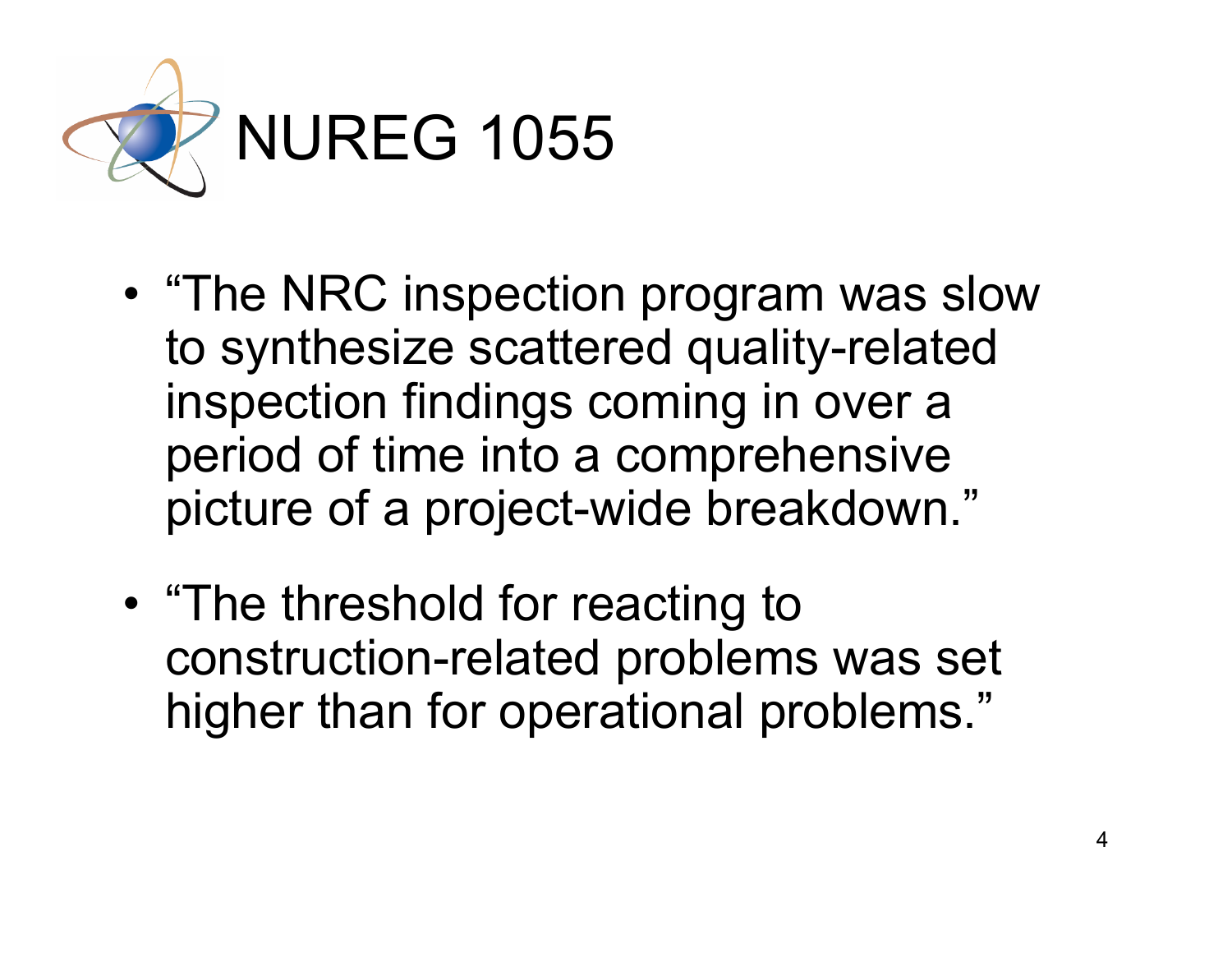# NUREG 1055

- “The NRC inspection program was slow to synthesize scattered quality-related inspection findings coming in over a period of time into a comprehensive picture of a project-wide breakdown.”
- “The threshold for reacting to construction-related problems was set higher than for operational problems.”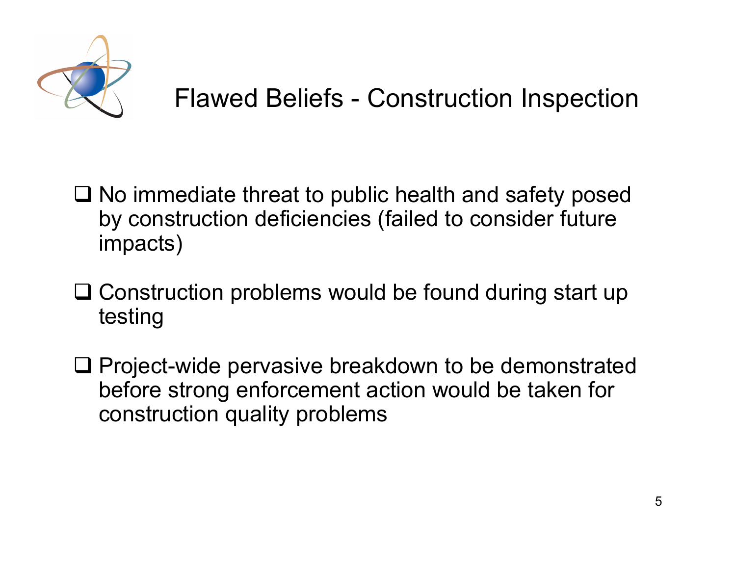# Flawed Beliefs - Construction Inspection

- No immediate threat to public health and safety posed by construction deficiencies (failed to consider future impacts)
- Construction problems would be found during start up testing
- Project-wide pervasive breakdown to be demonstrated before strong enforcement action would be taken for construction quality problems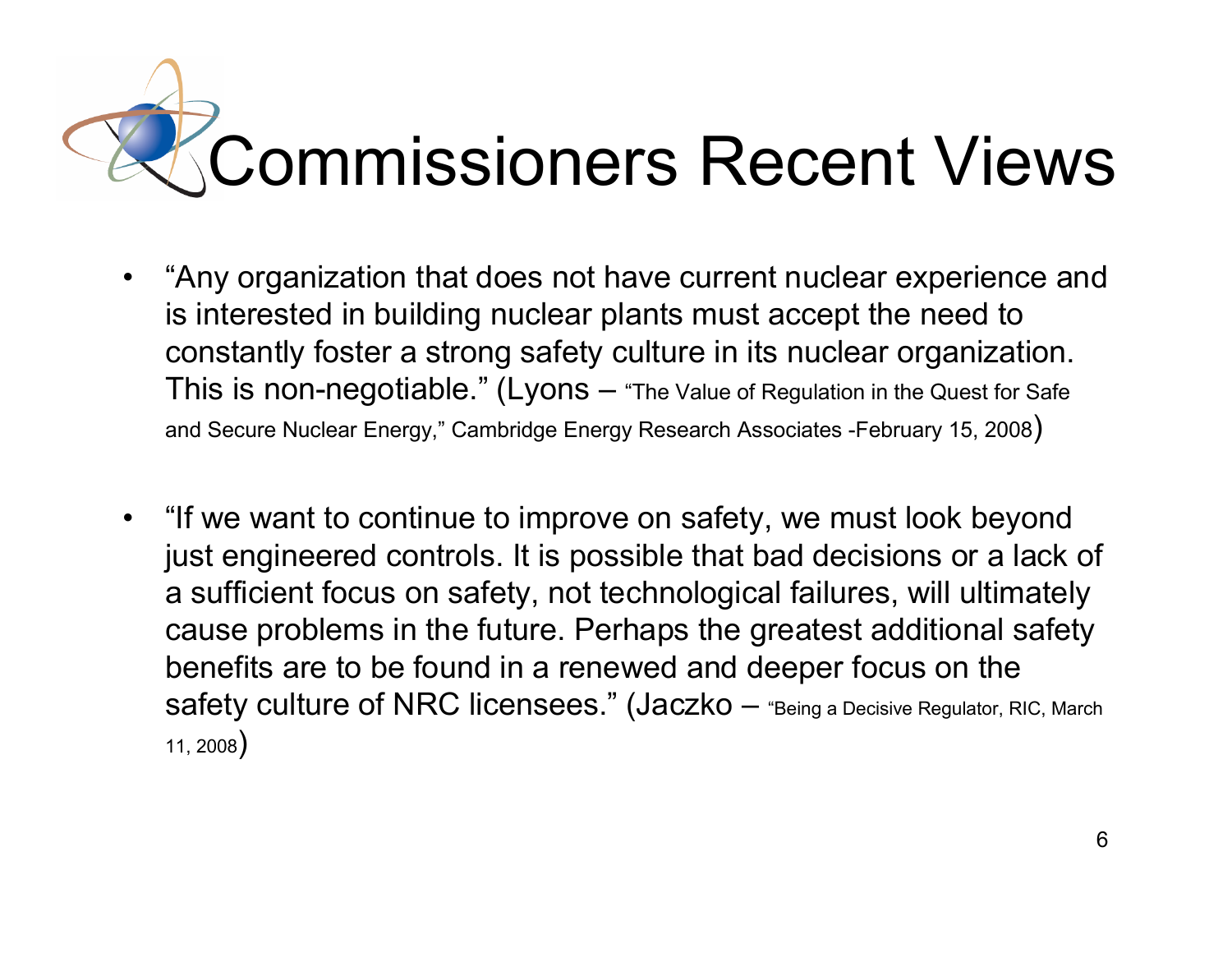# Commissioners Recent Views

- "Any organization that does not have current nuclear experience and is interested in building nuclear plants must accept the need to constantly foster a strong safety culture in its nuclear organization. This is non-negotiable." (Lyons – "The Value of Regulation in the Quest for Safe and Secure Nuclear Energy," Cambridge Energy Research Associates -February 15, 2008)

- "If we want to continue to improve on safety, we must look beyond just engineered controls. It is possible that bad decisions or a lack of a sufficient focus on safety, not technological failures, will ultimately cause problems in the future. Perhaps the greatest additional safety benefits are to be found in a renewed and deeper focus on the safety culture of NRC licensees." (Jaczko – "Being a Decisive Regulator, RIC, March 11, 2008)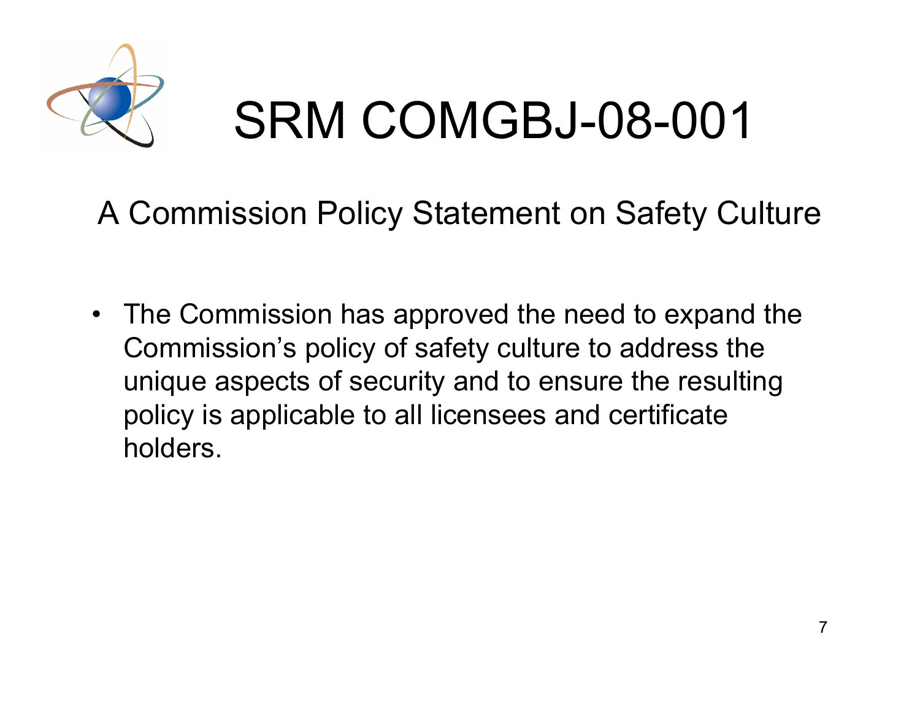# SRM COMGBJ-08-001

## A Commission Policy Statement on Safety Culture

- The Commission has approved the need to expand the Commission's policy of safety culture to address the unique aspects of security and to ensure the resulting policy is applicable to all licensees and certificate holders.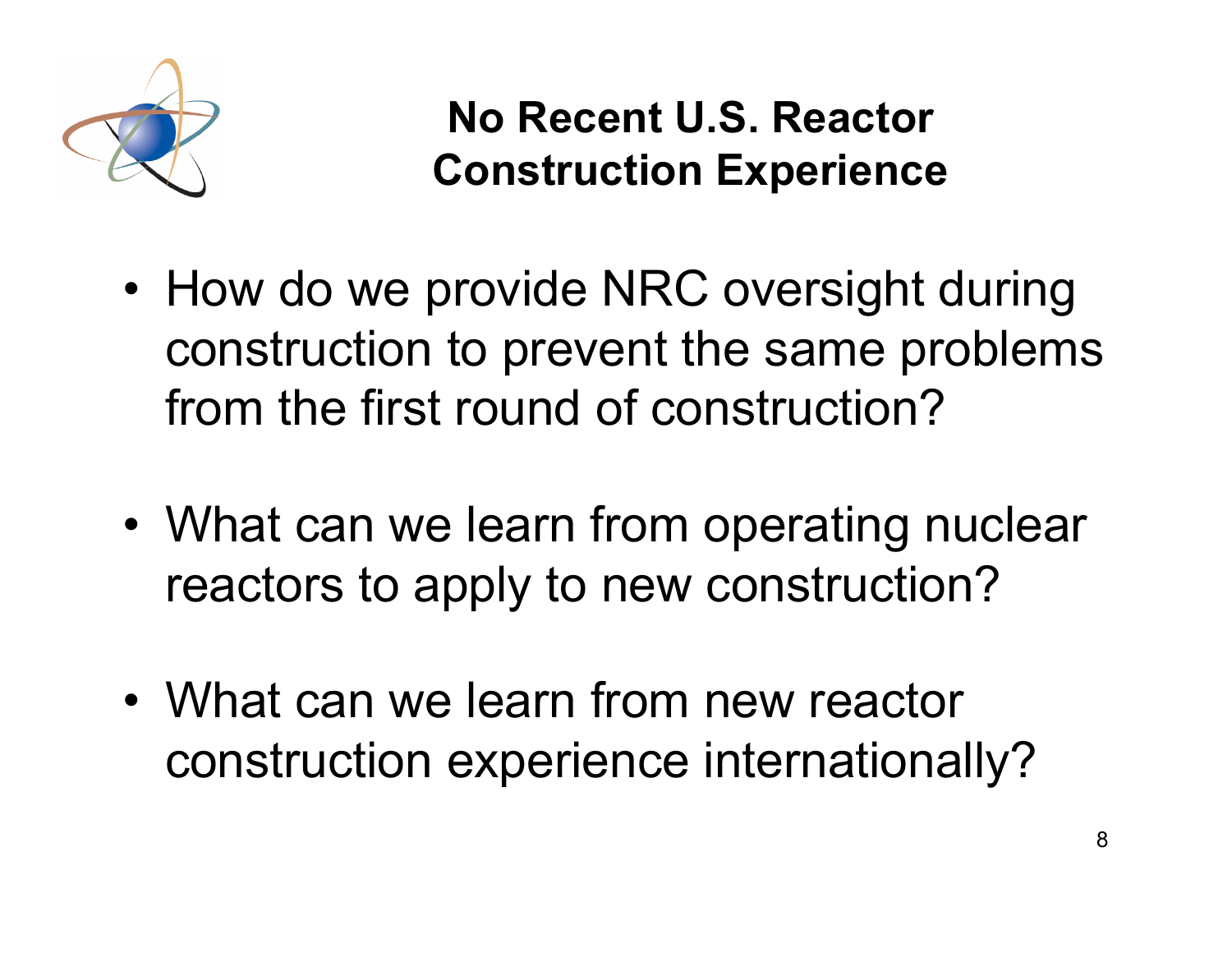# No Recent U.S. Reactor Construction Experience

- How do we provide NRC oversight during construction to prevent the same problems from the first round of construction?

- What can we learn from operating nuclear reactors to apply to new construction?

- What can we learn from new reactor construction experience internationally?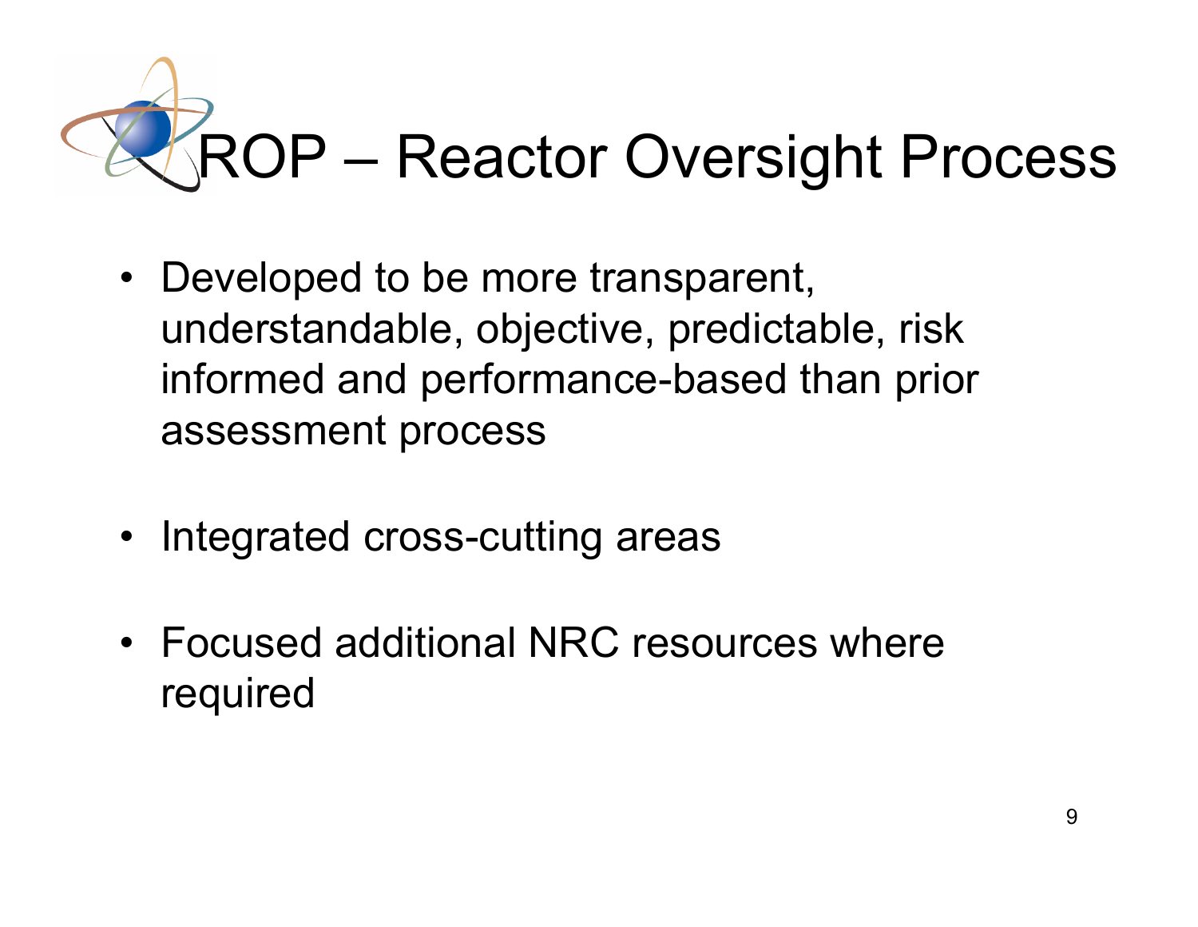# ROP – Reactor Oversight Process

- Developed to be more transparent, understandable, objective, predictable, risk informed and performance-based than prior assessment process
- Integrated cross-cutting areas
- Focused additional NRC resources where required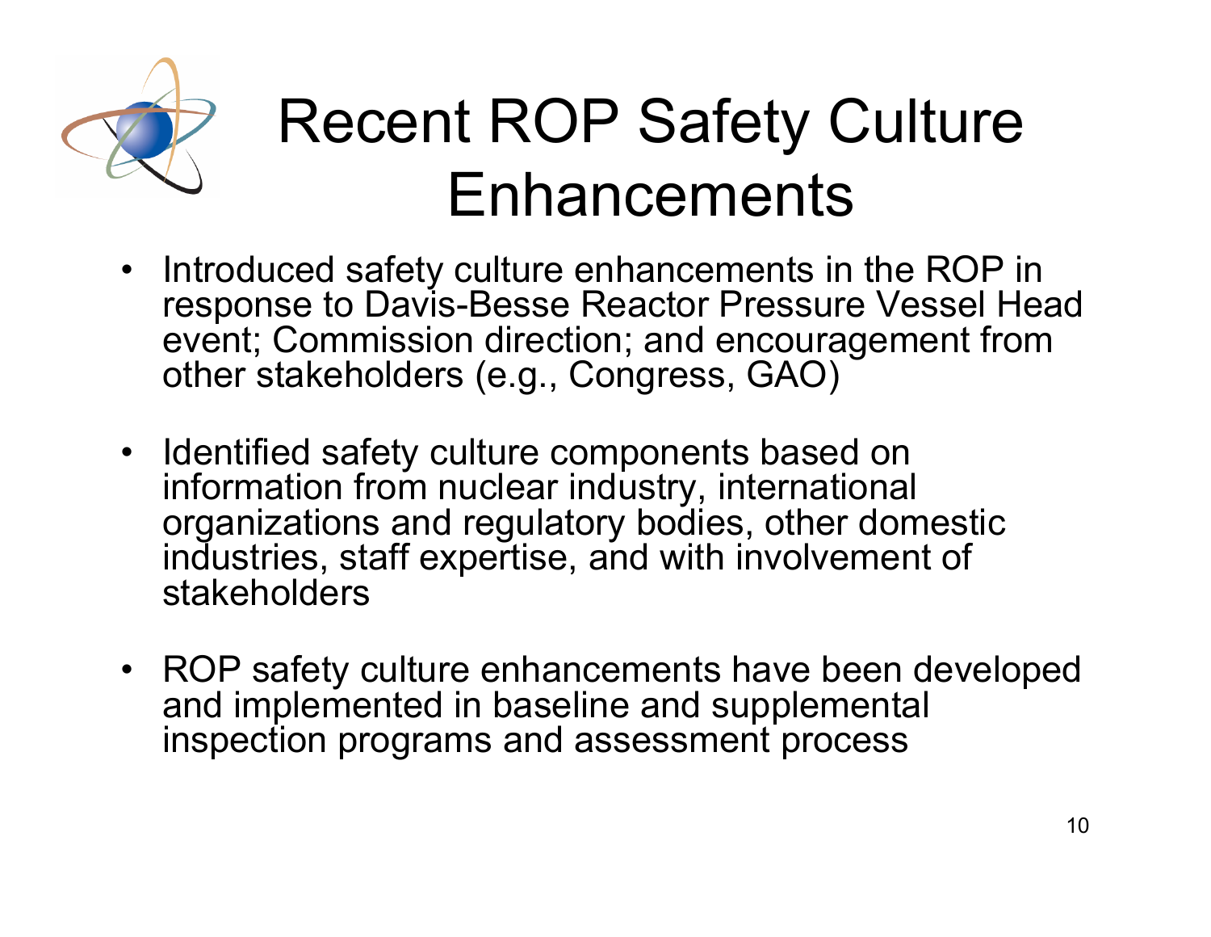# Recent ROP Safety Culture Enhancements

- Introduced safety culture enhancements in the ROP in response to Davis-Besse Reactor Pressure Vessel Head event; Commission direction; and encouragement from other stakeholders (e.g., Congress, GAO)
- Identified safety culture components based on information from nuclear industry, international organizations and regulatory bodies, other domestic industries, staff expertise, and with involvement of stakeholders
- ROP safety culture enhancements have been developed and implemented in baseline and supplemental inspection programs and assessment process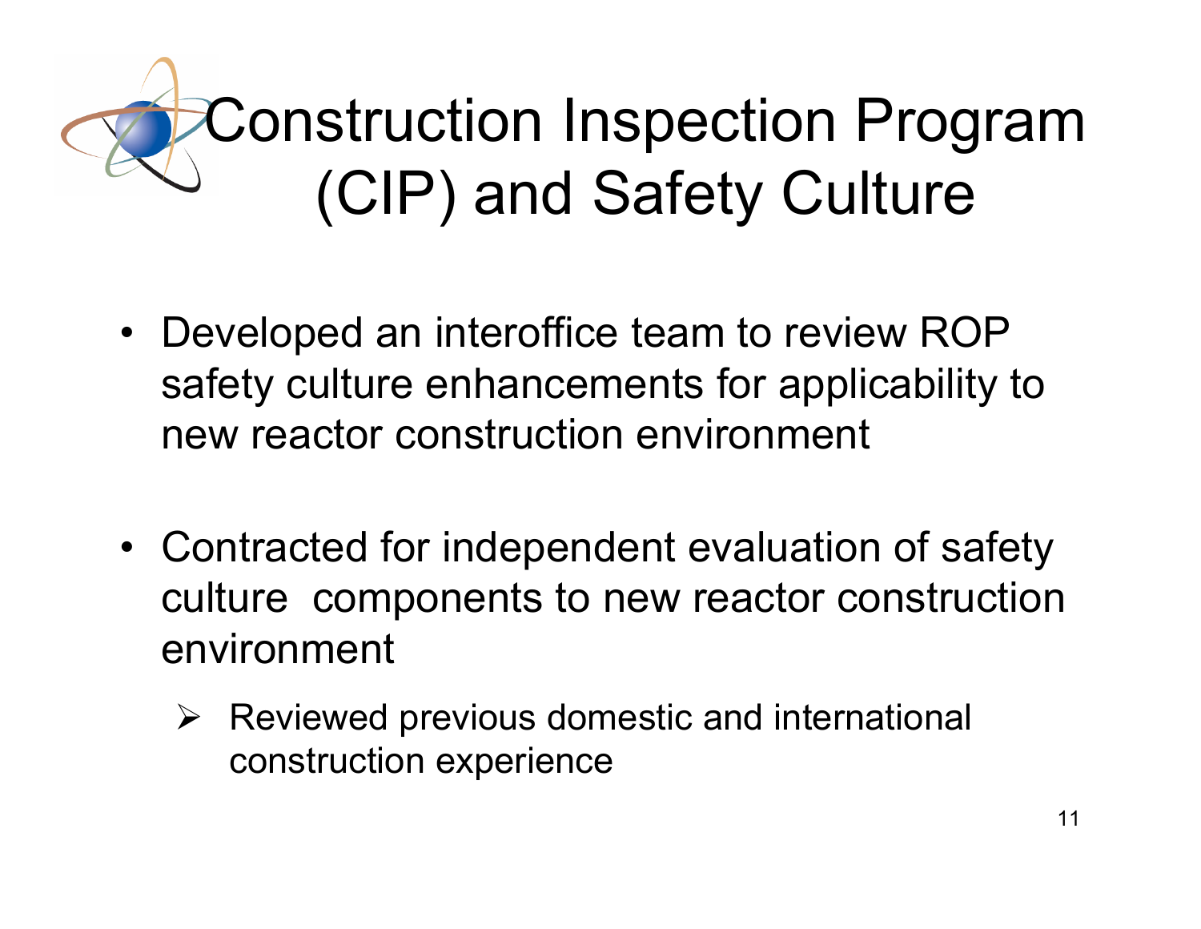# Construction Inspection Program (CIP) and Safety Culture

- Developed an interoffice team to review ROP safety culture enhancements for applicability to new reactor construction environment

- Contracted for independent evaluation of safety culture components to new reactor construction environment
  - Reviewed previous domestic and international construction experience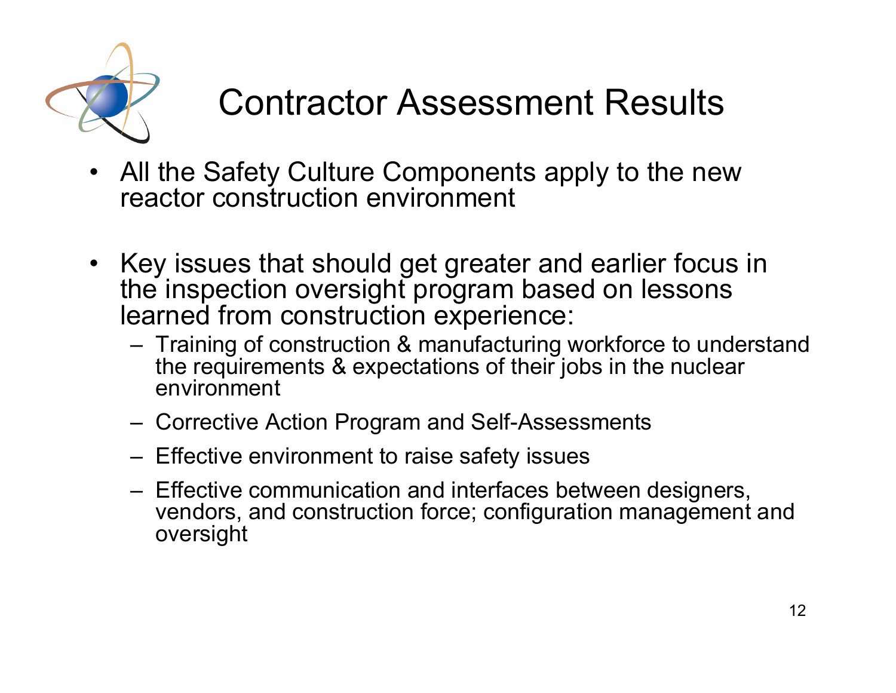# Contractor Assessment Results

- All the Safety Culture Components apply to the new reactor construction environment
- Key issues that should get greater and earlier focus in the inspection oversight program based on lessons learned from construction experience:
  - Training of construction & manufacturing workforce to understand the requirements & expectations of their jobs in the nuclear environment
  - Corrective Action Program and Self-Assessments
  - Effective environment to raise safety issues
  - Effective communication and interfaces between designers, vendors, and construction force; configuration management and oversight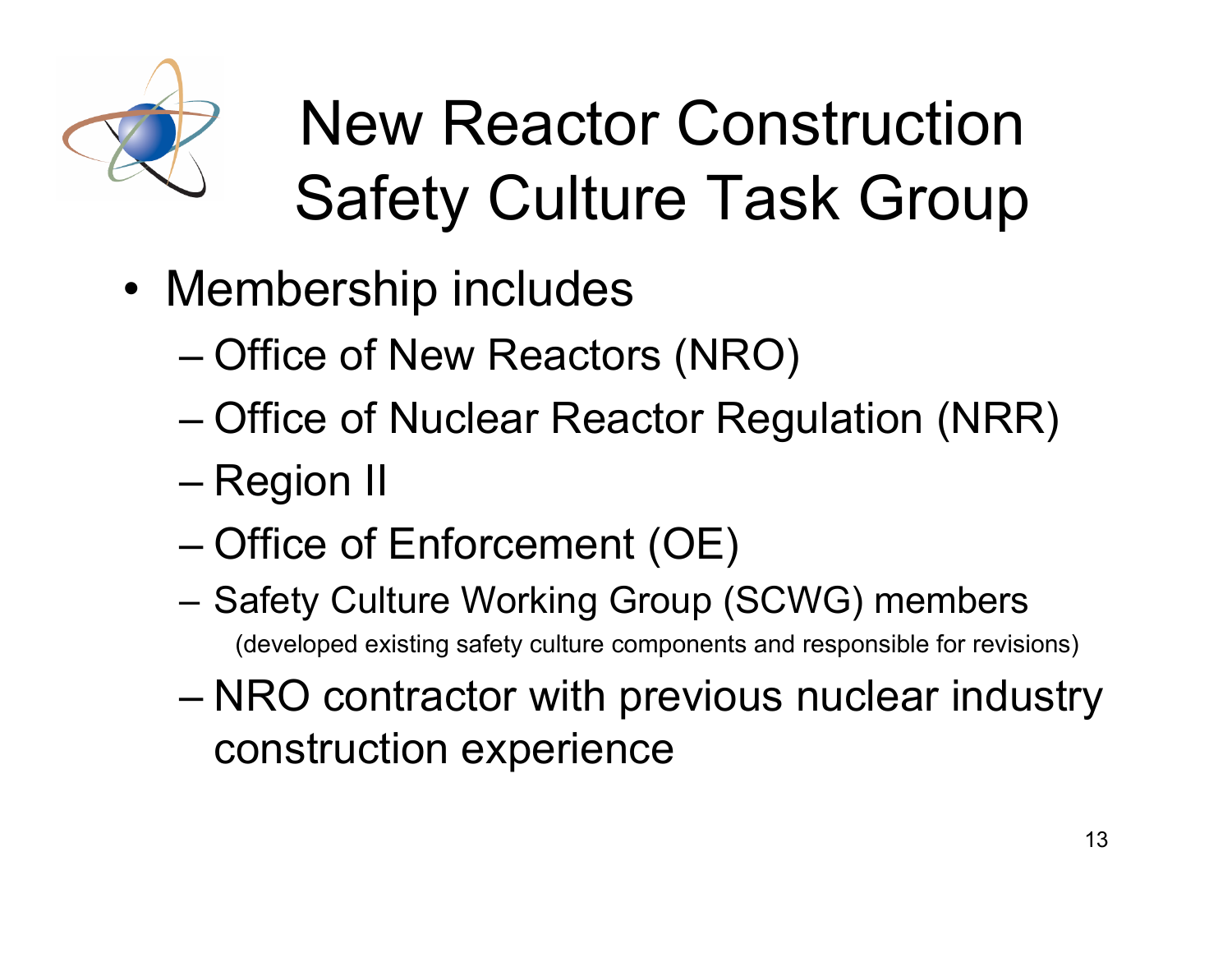# New Reactor Construction Safety Culture Task Group

- Membership includes
  - Office of New Reactors (NRO)
  - Office of Nuclear Reactor Regulation (NRR)
  - Region II
  - Office of Enforcement (OE)
  - Safety Culture Working Group (SCWG) members (developed existing safety culture components and responsible for revisions)
  - NRO contractor with previous nuclear industry construction experience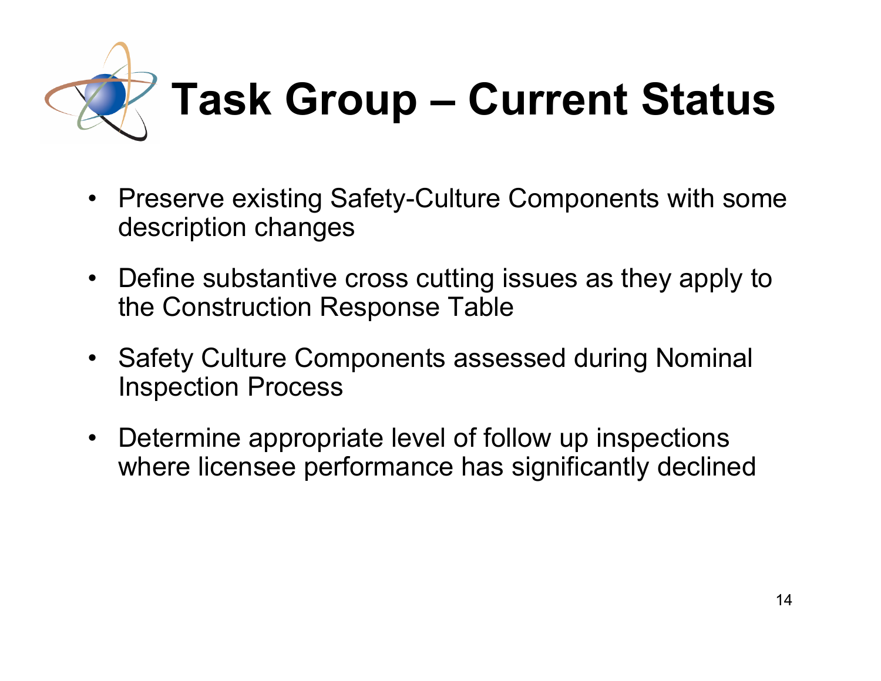# Task Group – Current Status

- Preserve existing Safety-Culture Components with some description changes
- Define substantive cross cutting issues as they apply to the Construction Response Table
- Safety Culture Components assessed during Nominal Inspection Process
- Determine appropriate level of follow up inspections where licensee performance has significantly declined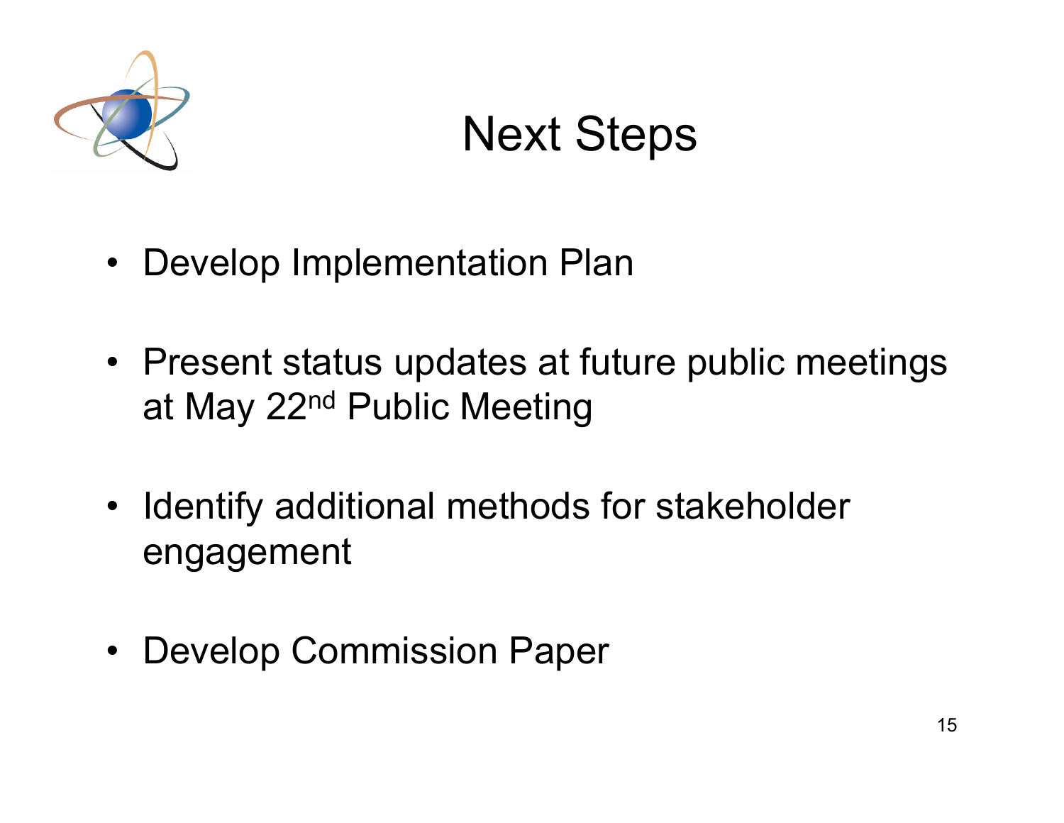# Next Steps

- Develop Implementation Plan
- Present status updates at future public meetings at May 22nd Public Meeting
- Identify additional methods for stakeholder engagement
- Develop Commission Paper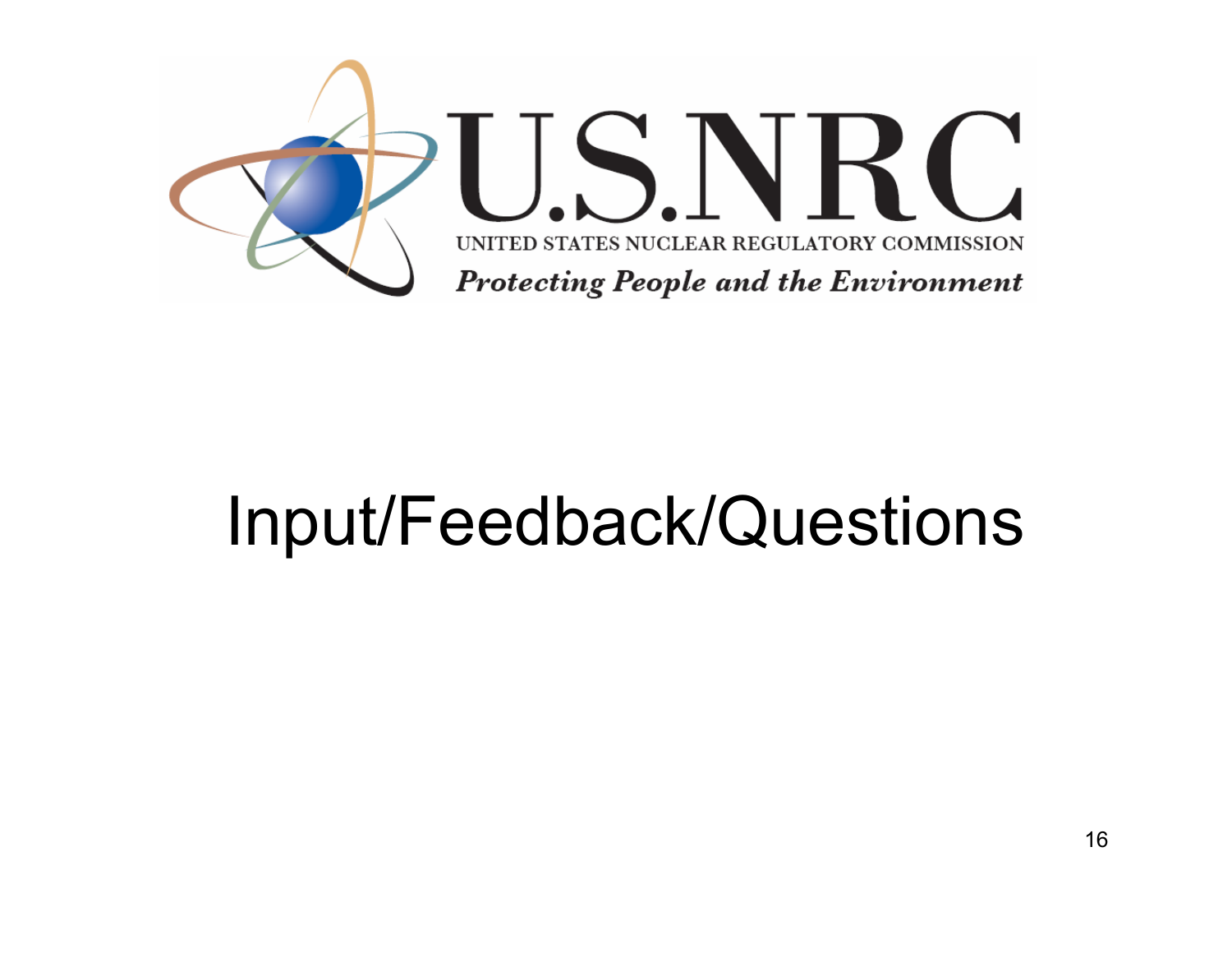U.S.NRC

UNITED STATES NUCLEAR REGULATORY COMMISSION

*Protecting People and the Environment*

# Input/Feedback/Questions